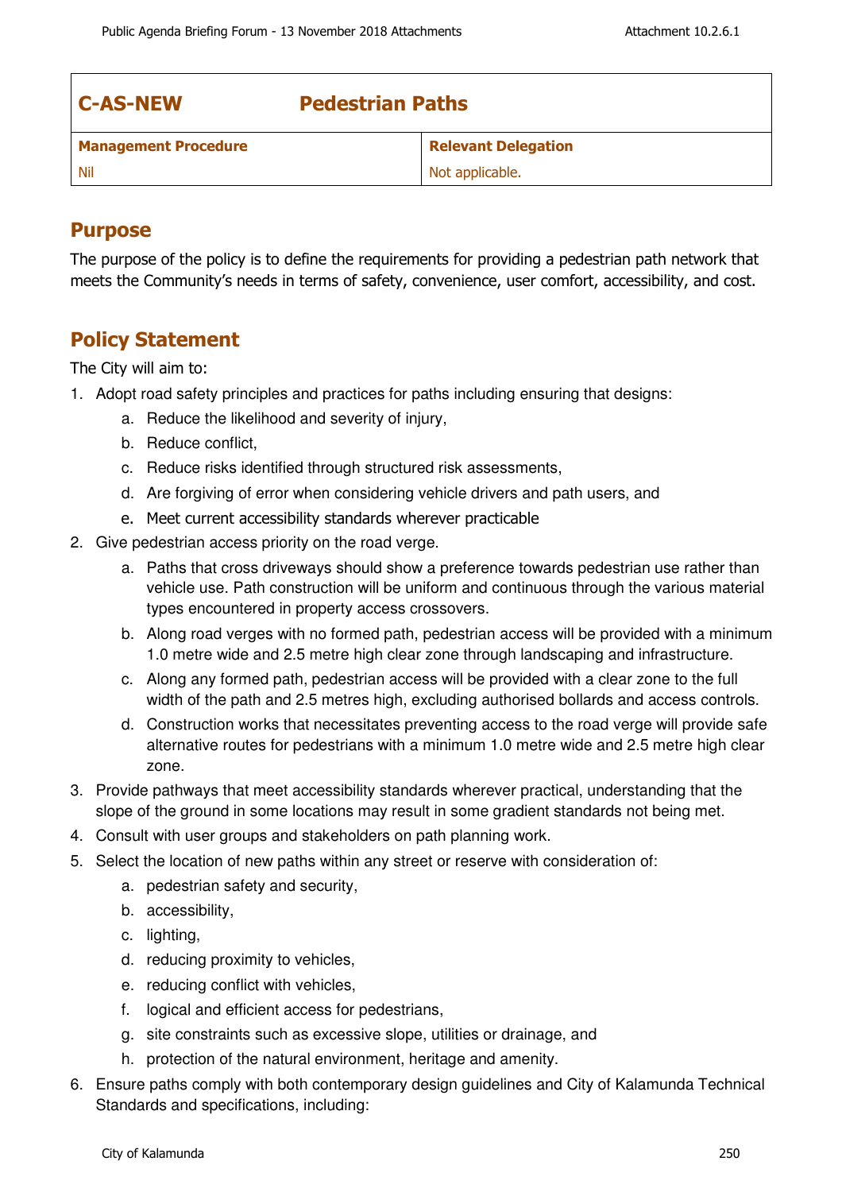| C-AS-NEW | Pedestrian Paths |
| --- | --- |
| **Management Procedure** | **Relevant Delegation** |
| Nil | Not applicable. |

## Purpose

The purpose of the policy is to define the requirements for providing a pedestrian path network that meets the Community's needs in terms of safety, convenience, user comfort, accessibility, and cost.

## Policy Statement

The City will aim to:

1. Adopt road safety principles and practices for paths including ensuring that designs:
   a. Reduce the likelihood and severity of injury,
   b. Reduce conflict,
   c. Reduce risks identified through structured risk assessments,
   d. Are forgiving of error when considering vehicle drivers and path users, and
   e. Meet current accessibility standards wherever practicable
2. Give pedestrian access priority on the road verge.
   a. Paths that cross driveways should show a preference towards pedestrian use rather than vehicle use. Path construction will be uniform and continuous through the various material types encountered in property access crossovers.
   b. Along road verges with no formed path, pedestrian access will be provided with a minimum 1.0 metre wide and 2.5 metre high clear zone through landscaping and infrastructure.
   c. Along any formed path, pedestrian access will be provided with a clear zone to the full width of the path and 2.5 metres high, excluding authorised bollards and access controls.
   d. Construction works that necessitates preventing access to the road verge will provide safe alternative routes for pedestrians with a minimum 1.0 metre wide and 2.5 metre high clear zone.
3. Provide pathways that meet accessibility standards wherever practical, understanding that the slope of the ground in some locations may result in some gradient standards not being met.
4. Consult with user groups and stakeholders on path planning work.
5. Select the location of new paths within any street or reserve with consideration of:
   a. pedestrian safety and security,
   b. accessibility,
   c. lighting,
   d. reducing proximity to vehicles,
   e. reducing conflict with vehicles,
   f. logical and efficient access for pedestrians,
   g. site constraints such as excessive slope, utilities or drainage, and
   h. protection of the natural environment, heritage and amenity.
6. Ensure paths comply with both contemporary design guidelines and City of Kalamunda Technical Standards and specifications, including: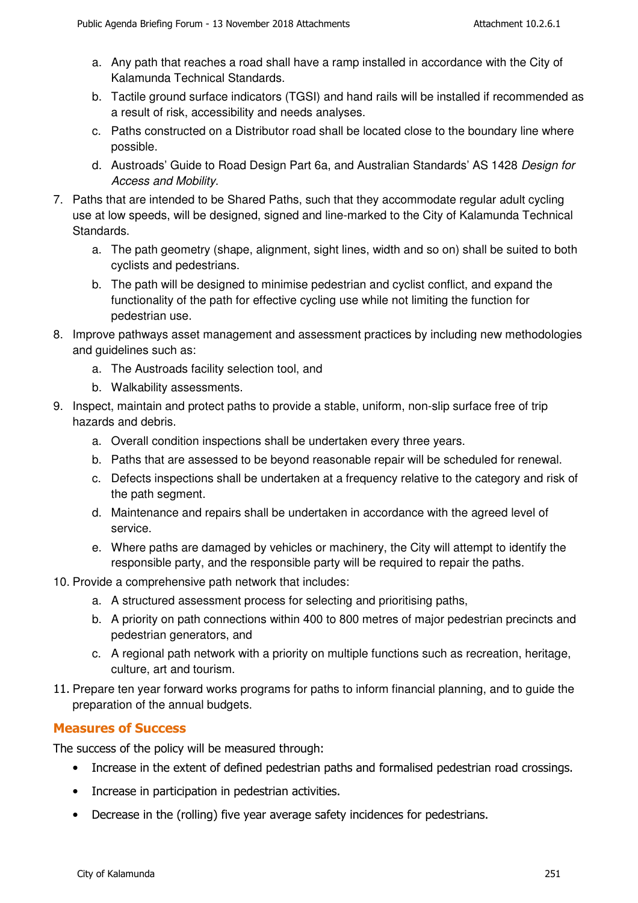a. Any path that reaches a road shall have a ramp installed in accordance with the City of Kalamunda Technical Standards.
b. Tactile ground surface indicators (TGSI) and hand rails will be installed if recommended as a result of risk, accessibility and needs analyses.
c. Paths constructed on a Distributor road shall be located close to the boundary line where possible.
d. Austroads' Guide to Road Design Part 6a, and Australian Standards' AS 1428 *Design for Access and Mobility*.

7. Paths that are intended to be Shared Paths, such that they accommodate regular adult cycling use at low speeds, will be designed, signed and line-marked to the City of Kalamunda Technical Standards.
   a. The path geometry (shape, alignment, sight lines, width and so on) shall be suited to both cyclists and pedestrians.
   b. The path will be designed to minimise pedestrian and cyclist conflict, and expand the functionality of the path for effective cycling use while not limiting the function for pedestrian use.
8. Improve pathways asset management and assessment practices by including new methodologies and guidelines such as:
   a. The Austroads facility selection tool, and
   b. Walkability assessments.
9. Inspect, maintain and protect paths to provide a stable, uniform, non-slip surface free of trip hazards and debris.
   a. Overall condition inspections shall be undertaken every three years.
   b. Paths that are assessed to be beyond reasonable repair will be scheduled for renewal.
   c. Defects inspections shall be undertaken at a frequency relative to the category and risk of the path segment.
   d. Maintenance and repairs shall be undertaken in accordance with the agreed level of service.
   e. Where paths are damaged by vehicles or machinery, the City will attempt to identify the responsible party, and the responsible party will be required to repair the paths.
10. Provide a comprehensive path network that includes:
    a. A structured assessment process for selecting and prioritising paths,
    b. A priority on path connections within 400 to 800 metres of major pedestrian precincts and pedestrian generators, and
    c. A regional path network with a priority on multiple functions such as recreation, heritage, culture, art and tourism.
11. Prepare ten year forward works programs for paths to inform financial planning, and to guide the preparation of the annual budgets.

## Measures of Success

The success of the policy will be measured through:

- Increase in the extent of defined pedestrian paths and formalised pedestrian road crossings.
- Increase in participation in pedestrian activities.
- Decrease in the (rolling) five year average safety incidences for pedestrians.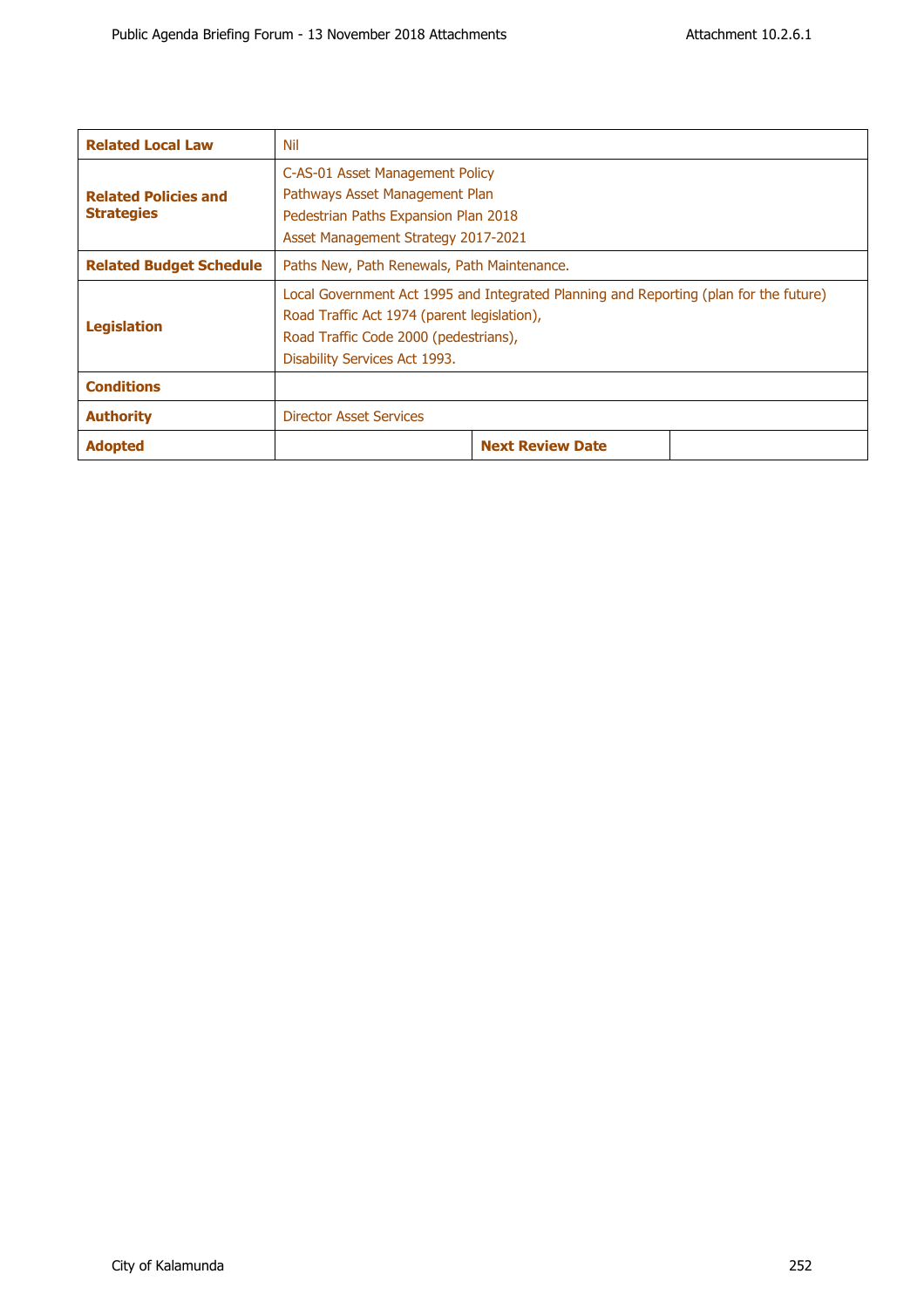| | | | |
|---|---|---|---|
| **Related Local Law** | Nil | | |
| **Related Policies and Strategies** | C-AS-01 Asset Management Policy<br>Pathways Asset Management Plan<br>Pedestrian Paths Expansion Plan 2018<br>Asset Management Strategy 2017-2021 | | |
| **Related Budget Schedule** | Paths New, Path Renewals, Path Maintenance. | | |
| **Legislation** | Local Government Act 1995 and Integrated Planning and Reporting (plan for the future)<br>Road Traffic Act 1974 (parent legislation),<br>Road Traffic Code 2000 (pedestrians),<br>Disability Services Act 1993. | | |
| **Conditions** | | | |
| **Authority** | Director Asset Services | | |
| **Adopted** | | **Next Review Date** | |